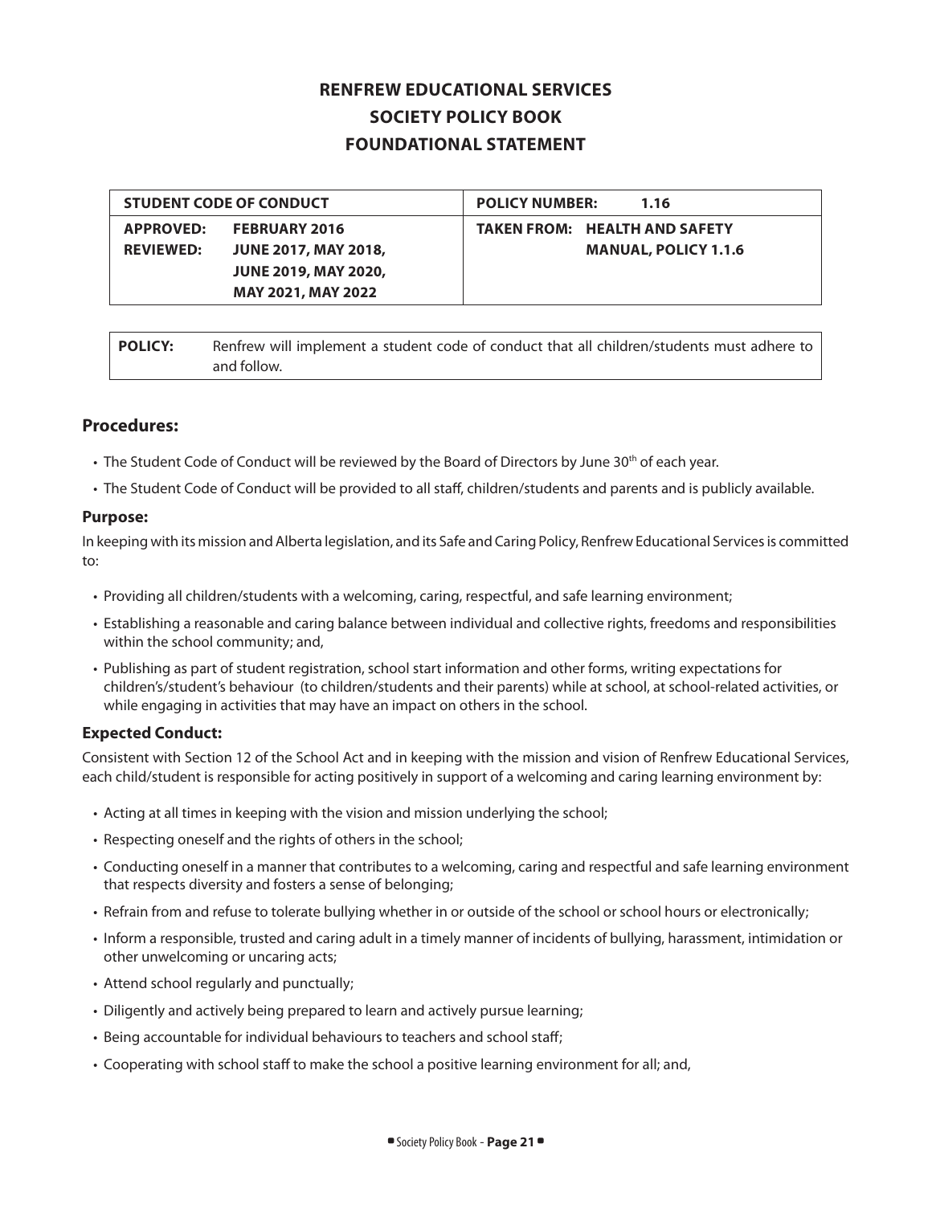# RENFREW EDUCATIONAL SERVICES
## SOCIETY POLICY BOOK
## FOUNDATIONAL STATEMENT

| | |
|---|---|
| **STUDENT CODE OF CONDUCT** | **POLICY NUMBER: 1.16** |
| **APPROVED: FEBRUARY 2016**<br>**REVIEWED: JUNE 2017, MAY 2018, JUNE 2019, MAY 2020, MAY 2021, MAY 2022** | **TAKEN FROM: HEALTH AND SAFETY MANUAL, POLICY 1.1.6** |

| | |
|---|---|
| **POLICY:** | Renfrew will implement a student code of conduct that all children/students must adhere to and follow. |

## Procedures:

- The Student Code of Conduct will be reviewed by the Board of Directors by June 30th of each year.
- The Student Code of Conduct will be provided to all staff, children/students and parents and is publicly available.

### Purpose:

In keeping with its mission and Alberta legislation, and its Safe and Caring Policy, Renfrew Educational Services is committed to:

- Providing all children/students with a welcoming, caring, respectful, and safe learning environment;
- Establishing a reasonable and caring balance between individual and collective rights, freedoms and responsibilities within the school community; and,
- Publishing as part of student registration, school start information and other forms, writing expectations for children's/student's behaviour (to children/students and their parents) while at school, at school-related activities, or while engaging in activities that may have an impact on others in the school.

### Expected Conduct:

Consistent with Section 12 of the School Act and in keeping with the mission and vision of Renfrew Educational Services, each child/student is responsible for acting positively in support of a welcoming and caring learning environment by:

- Acting at all times in keeping with the vision and mission underlying the school;
- Respecting oneself and the rights of others in the school;
- Conducting oneself in a manner that contributes to a welcoming, caring and respectful and safe learning environment that respects diversity and fosters a sense of belonging;
- Refrain from and refuse to tolerate bullying whether in or outside of the school or school hours or electronically;
- Inform a responsible, trusted and caring adult in a timely manner of incidents of bullying, harassment, intimidation or other unwelcoming or uncaring acts;
- Attend school regularly and punctually;
- Diligently and actively being prepared to learn and actively pursue learning;
- Being accountable for individual behaviours to teachers and school staff;
- Cooperating with school staff to make the school a positive learning environment for all; and,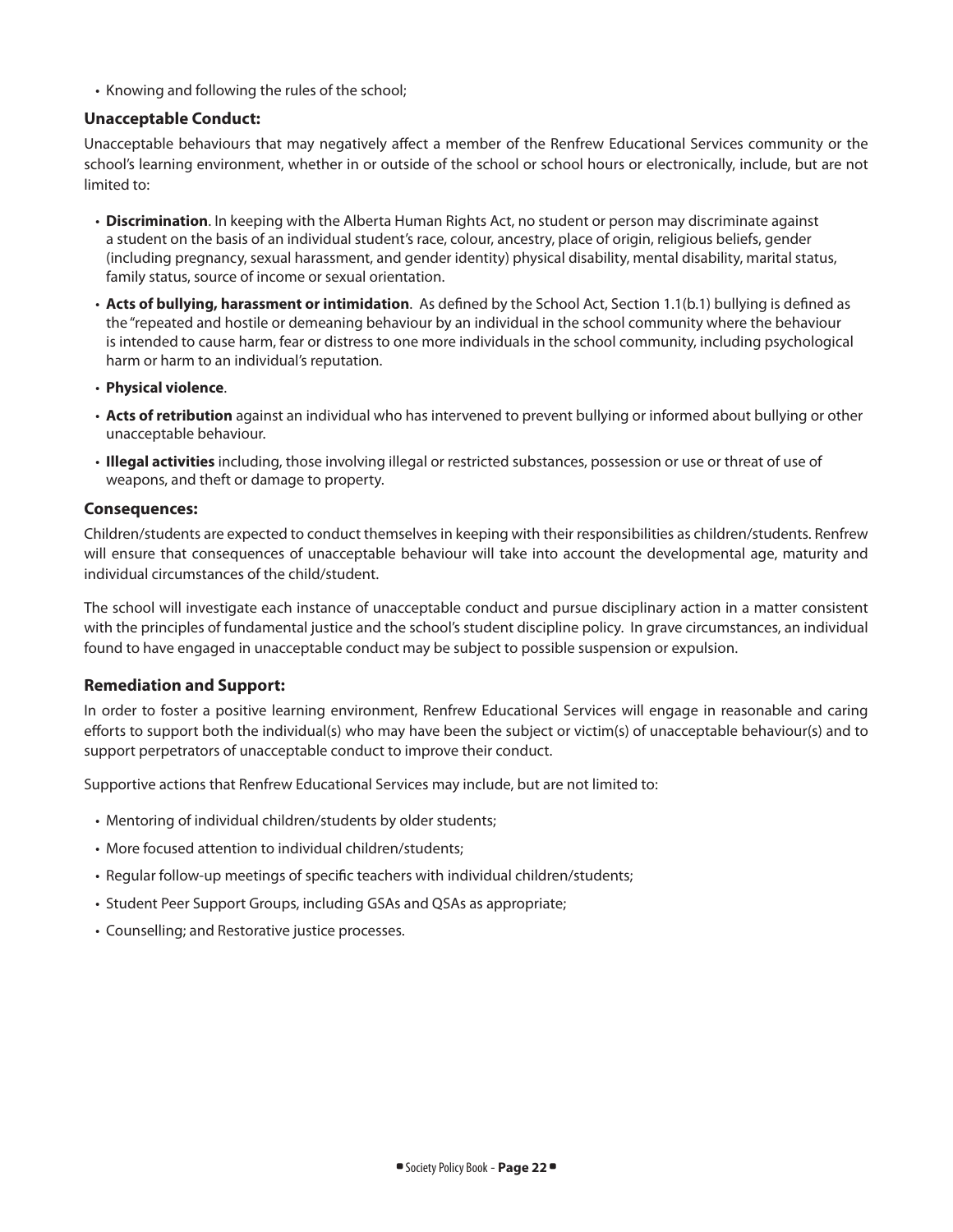- Knowing and following the rules of the school;

### Unacceptable Conduct:

Unacceptable behaviours that may negatively affect a member of the Renfrew Educational Services community or the school's learning environment, whether in or outside of the school or school hours or electronically, include, but are not limited to:

- **Discrimination**. In keeping with the Alberta Human Rights Act, no student or person may discriminate against a student on the basis of an individual student's race, colour, ancestry, place of origin, religious beliefs, gender (including pregnancy, sexual harassment, and gender identity) physical disability, mental disability, marital status, family status, source of income or sexual orientation.
- **Acts of bullying, harassment or intimidation**. As defined by the School Act, Section 1.1(b.1) bullying is defined as the "repeated and hostile or demeaning behaviour by an individual in the school community where the behaviour is intended to cause harm, fear or distress to one more individuals in the school community, including psychological harm or harm to an individual's reputation.
- **Physical violence**.
- **Acts of retribution** against an individual who has intervened to prevent bullying or informed about bullying or other unacceptable behaviour.
- **Illegal activities** including, those involving illegal or restricted substances, possession or use or threat of use of weapons, and theft or damage to property.

### Consequences:

Children/students are expected to conduct themselves in keeping with their responsibilities as children/students. Renfrew will ensure that consequences of unacceptable behaviour will take into account the developmental age, maturity and individual circumstances of the child/student.

The school will investigate each instance of unacceptable conduct and pursue disciplinary action in a matter consistent with the principles of fundamental justice and the school's student discipline policy. In grave circumstances, an individual found to have engaged in unacceptable conduct may be subject to possible suspension or expulsion.

### Remediation and Support:

In order to foster a positive learning environment, Renfrew Educational Services will engage in reasonable and caring efforts to support both the individual(s) who may have been the subject or victim(s) of unacceptable behaviour(s) and to support perpetrators of unacceptable conduct to improve their conduct.

Supportive actions that Renfrew Educational Services may include, but are not limited to:

- Mentoring of individual children/students by older students;
- More focused attention to individual children/students;
- Regular follow-up meetings of specific teachers with individual children/students;
- Student Peer Support Groups, including GSAs and QSAs as appropriate;
- Counselling; and Restorative justice processes.